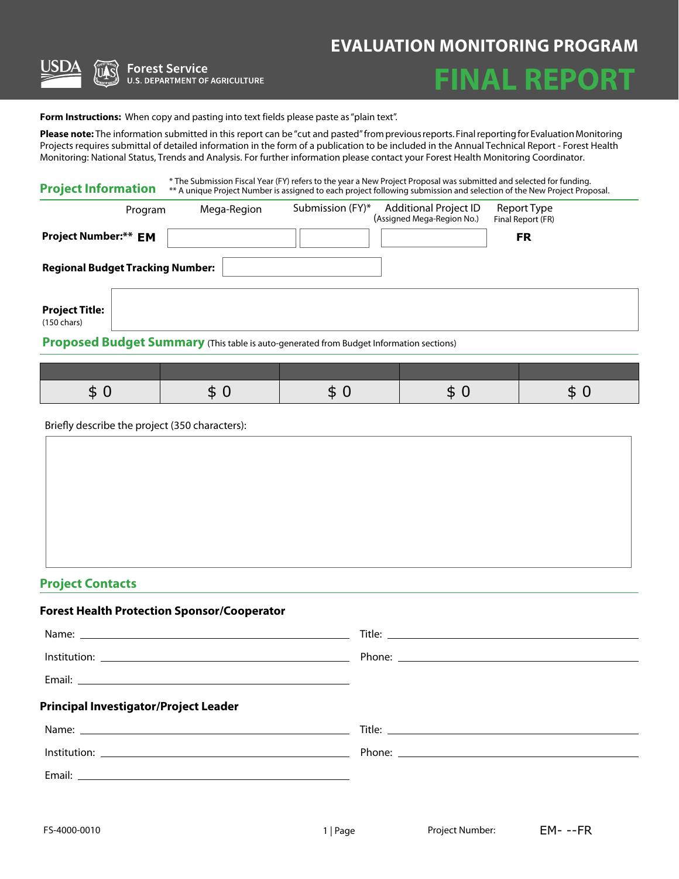USDA Forest Service
U.S. DEPARTMENT OF AGRICULTURE

# EVALUATION MONITORING PROGRAM

# FINAL REPORT

**Form Instructions:** When copy and pasting into text fields please paste as "plain text".

**Please note:** The information submitted in this report can be "cut and pasted" from previous reports. Final reporting for Evaluation Monitoring Projects requires submittal of detailed information in the form of a publication to be included in the Annual Technical Report - Forest Health Monitoring: National Status, Trends and Analysis. For further information please contact your Forest Health Monitoring Coordinator.

## Project Information

* The Submission Fiscal Year (FY) refers to the year a New Project Proposal was submitted and selected for funding.
** A unique Project Number is assigned to each project following submission and selection of the New Project Proposal.

| | Program | Mega-Region | Submission (FY)* | Additional Project ID (Assigned Mega-Region No.) | Report Type Final Report (FR) |
|---|---|---|---|---|---|
| **Project Number:\*\*** | **EM** | | | | **FR** |

**Regional Budget Tracking Number:**

**Project Title:** (150 chars)

## Proposed Budget Summary (This table is auto-generated from Budget Information sections)

| | | | | |
|---|---|---|---|---|
| $ 0 | $ 0 | $ 0 | $ 0 | $ 0 |

Briefly describe the project (350 characters):

## Project Contacts

### Forest Health Protection Sponsor/Cooperator

Name: ______________________ Title: ______________________

Institution: ______________________ Phone: ______________________

Email: ______________________

### Principal Investigator/Project Leader

Name: ______________________ Title: ______________________

Institution: ______________________ Phone: ______________________

Email: ______________________

FS-4000-0010

Project Number: EM- --FR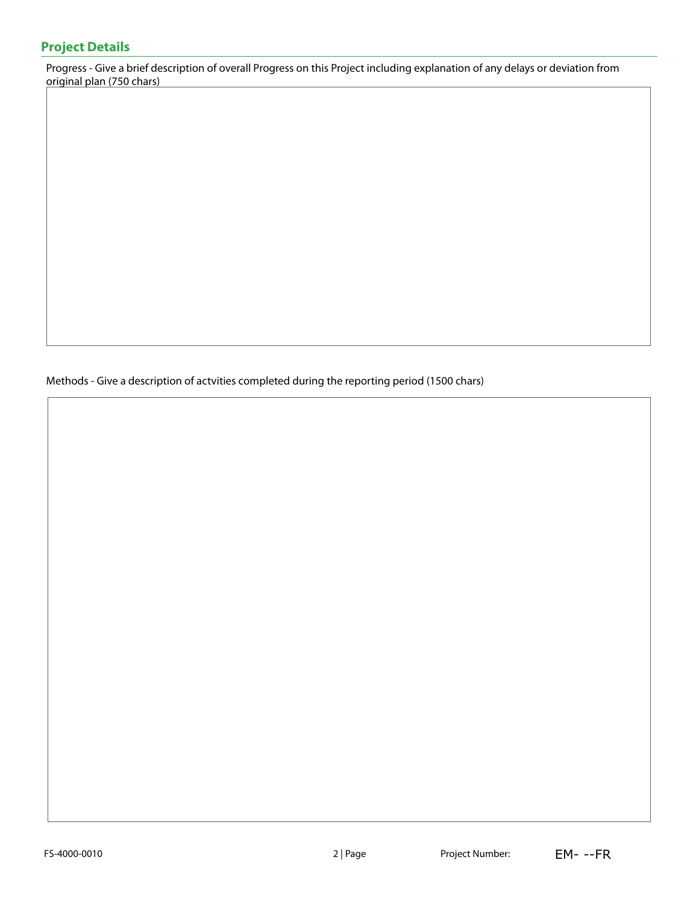## Project Details

Progress - Give a brief description of overall Progress on this Project including explanation of any delays or deviation from original plan (750 chars)

Methods - Give a description of actvities completed during the reporting period (1500 chars)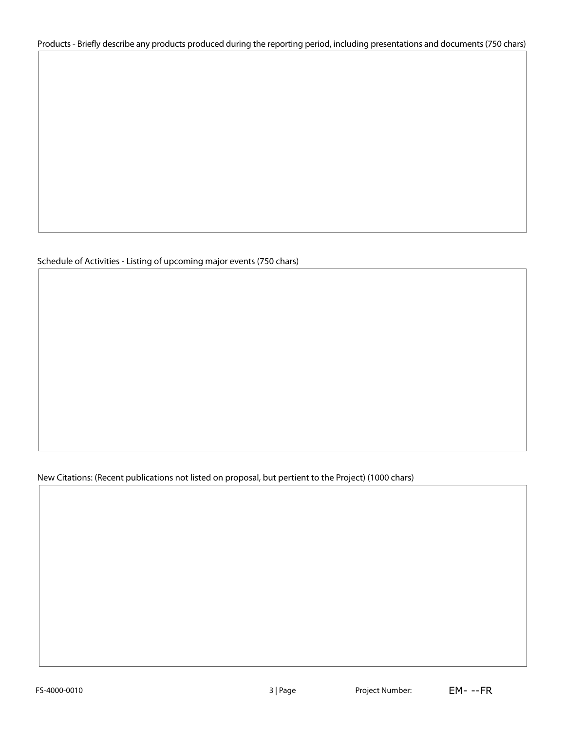Products - Briefly describe any products produced during the reporting period, including presentations and documents (750 chars)

Schedule of Activities - Listing of upcoming major events (750 chars)

New Citations: (Recent publications not listed on proposal, but pertient to the Project) (1000 chars)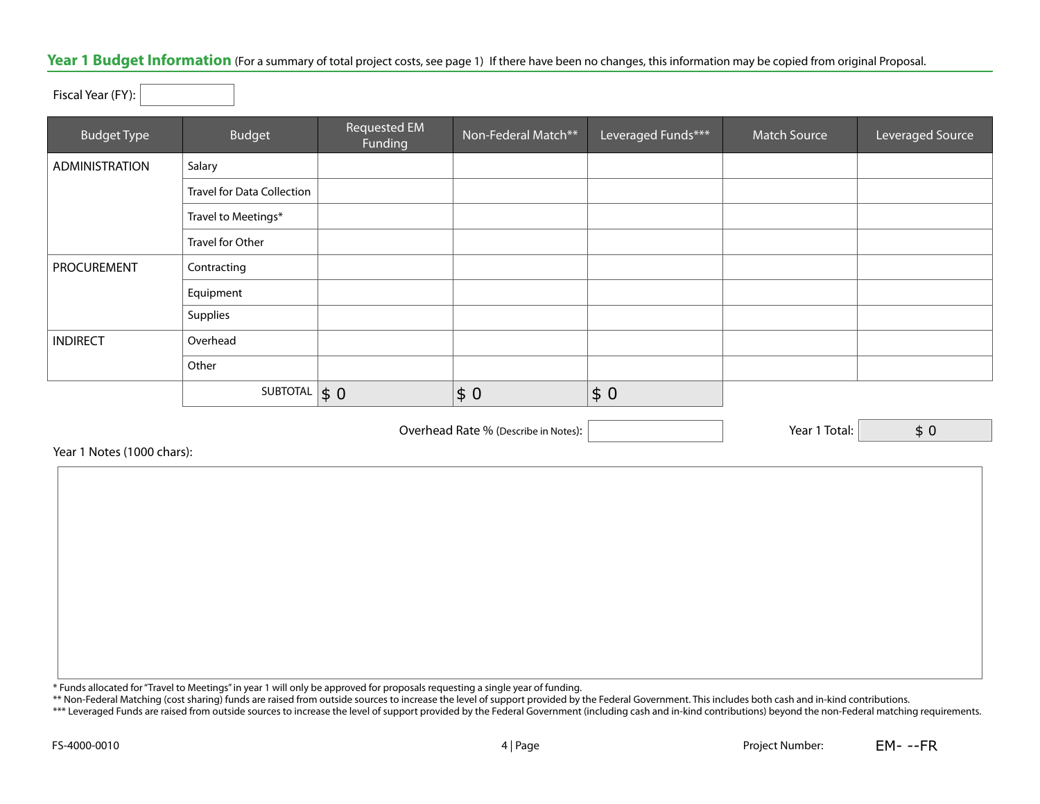## Year 1 Budget Information (For a summary of total project costs, see page 1) If there have been no changes, this information may be copied from original Proposal.

Fiscal Year (FY):

| Budget Type | Budget | Requested EM Funding | Non-Federal Match** | Leveraged Funds*** | Match Source | Leveraged Source |
|---|---|---|---|---|---|---|
| ADMINISTRATION | Salary | | | | | |
| | Travel for Data Collection | | | | | |
| | Travel to Meetings* | | | | | |
| | Travel for Other | | | | | |
| PROCUREMENT | Contracting | | | | | |
| | Equipment | | | | | |
| | Supplies | | | | | |
| INDIRECT | Overhead | | | | | |
| | Other | | | | | |
| | SUBTOTAL | $ 0 | $ 0 | $ 0 | | |

Overhead Rate % (Describe in Notes):

Year 1 Total: $ 0

Year 1 Notes (1000 chars):

* Funds allocated for "Travel to Meetings" in year 1 will only be approved for proposals requesting a single year of funding.
** Non-Federal Matching (cost sharing) funds are raised from outside sources to increase the level of support provided by the Federal Government. This includes both cash and in-kind contributions.
*** Leveraged Funds are raised from outside sources to increase the level of support provided by the Federal Government (including cash and in-kind contributions) beyond the non-Federal matching requirements.

FS-4000-0010

Project Number: EM- --FR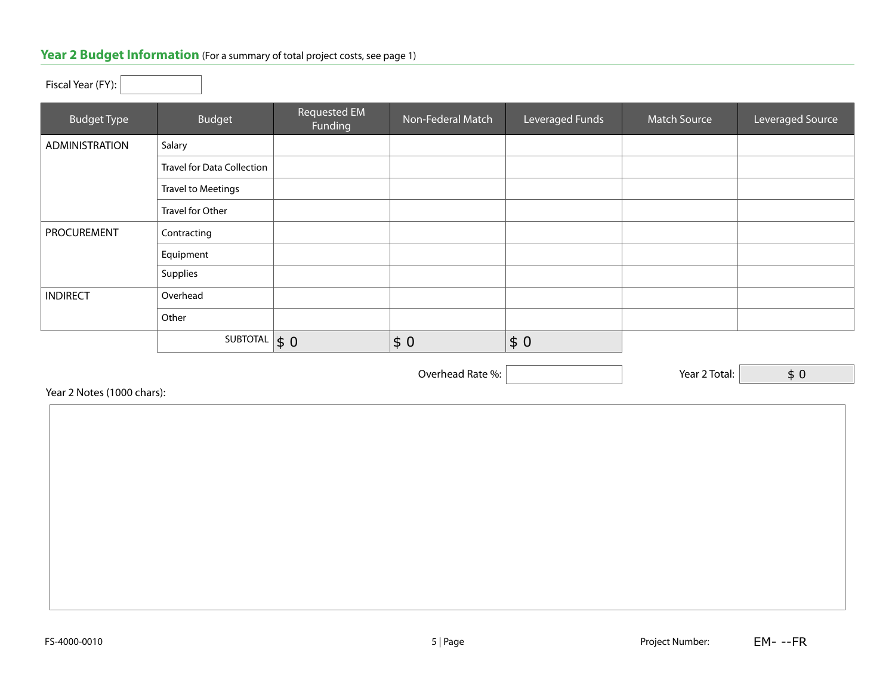## Year 2 Budget Information (For a summary of total project costs, see page 1)

Fiscal Year (FY):

| Budget Type | Budget | Requested EM Funding | Non-Federal Match | Leveraged Funds | Match Source | Leveraged Source |
|---|---|---|---|---|---|---|
| ADMINISTRATION | Salary | | | | | |
| | Travel for Data Collection | | | | | |
| | Travel to Meetings | | | | | |
| | Travel for Other | | | | | |
| PROCUREMENT | Contracting | | | | | |
| | Equipment | | | | | |
| | Supplies | | | | | |
| INDIRECT | Overhead | | | | | |
| | Other | | | | | |
| | SUBTOTAL | $ 0 | $ 0 | $ 0 | | |

Overhead Rate %:

Year 2 Total: $ 0

Year 2 Notes (1000 chars):

FS-4000-0010

Project Number: EM- --FR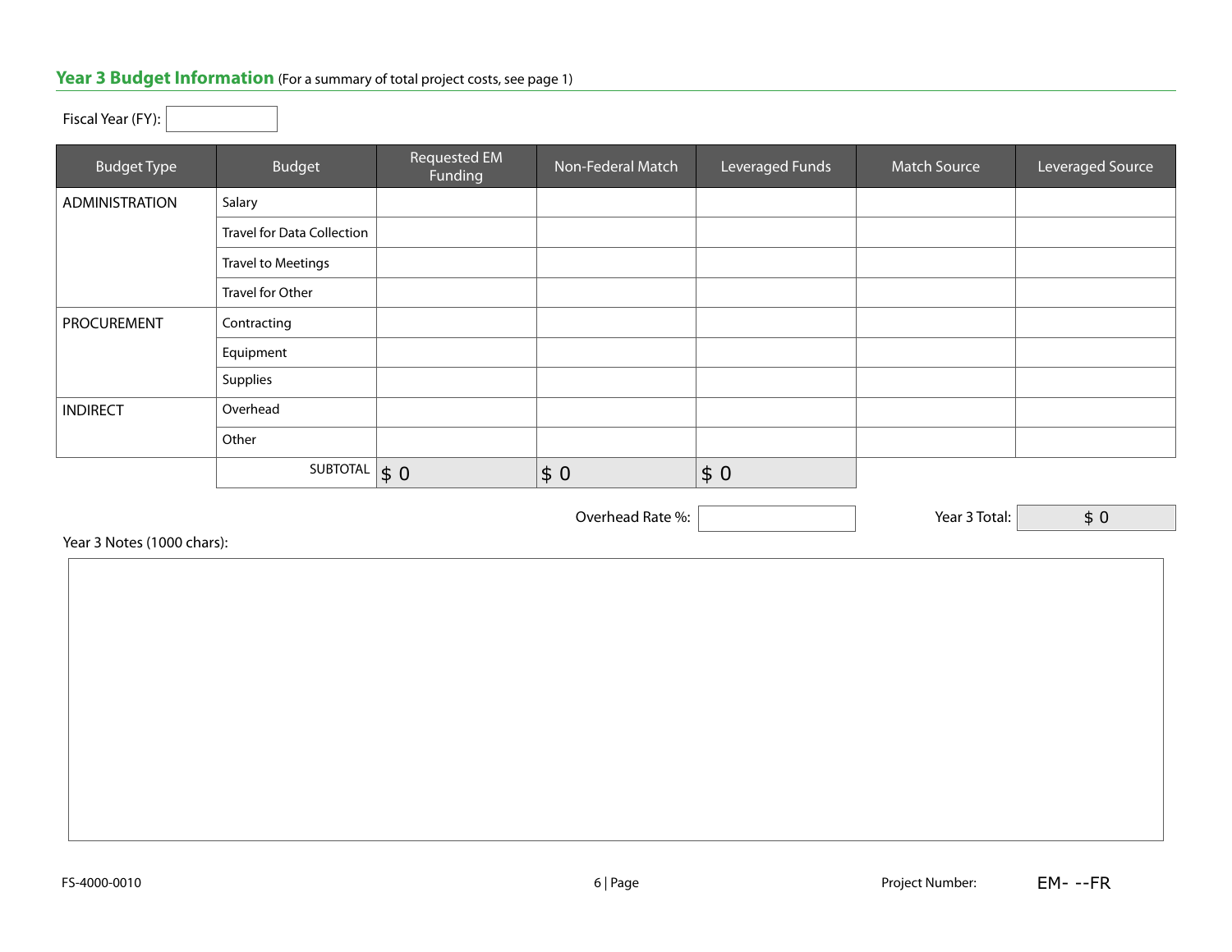## Year 3 Budget Information (For a summary of total project costs, see page 1)

Fiscal Year (FY):

| Budget Type | Budget | Requested EM Funding | Non-Federal Match | Leveraged Funds | Match Source | Leveraged Source |
|---|---|---|---|---|---|---|
| ADMINISTRATION | Salary | | | | | |
| | Travel for Data Collection | | | | | |
| | Travel to Meetings | | | | | |
| | Travel for Other | | | | | |
| PROCUREMENT | Contracting | | | | | |
| | Equipment | | | | | |
| | Supplies | | | | | |
| INDIRECT | Overhead | | | | | |
| | Other | | | | | |
| | SUBTOTAL | $ 0 | $ 0 | $ 0 | | |

Overhead Rate %:

Year 3 Total: $ 0

Year 3 Notes (1000 chars):

FS-4000-0010

Project Number: EM- --FR